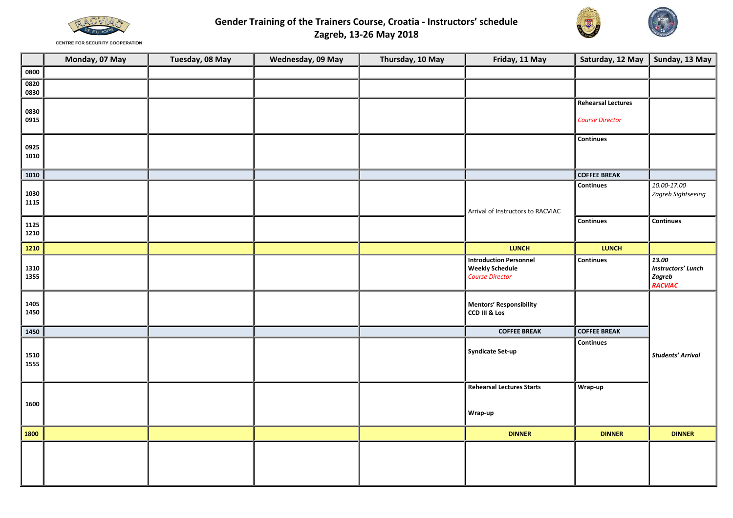CENTRE FOR SECURITY COOPERATION

# Gender Training of the Trainers Course, Croatia - Instructors' schedule
## Zagreb, 13-26 May 2018

| | Monday, 07 May | Tuesday, 08 May | Wednesday, 09 May | Thursday, 10 May | Friday, 11 May | Saturday, 12 May | Sunday, 13 May |
|---|---|---|---|---|---|---|---|
| **0800** | | | | | | | |
| **0820 0830** | | | | | | | |
| **0830 0915** | | | | | | **Rehearsal Lectures** *Course Director* | |
| **0925 1010** | | | | | | **Continues** | |
| **1010** | | | | | | **COFFEE BREAK** | |
| **1030 1115** | | | | | Arrival of Instructors to RACVIAC | **Continues** | *10.00-17.00 Zagreb Sightseeing* |
| **1125 1210** | | | | | | **Continues** | **Continues** |
| **1210** | | | | | **LUNCH** | **LUNCH** | |
| **1310 1355** | | | | | **Introduction Personnel Weekly Schedule** *Course Director* | **Continues** | ***13.00 Instructors' Lunch Zagreb RACVIAC*** |
| **1405 1450** | | | | | **Mentors' Responsibility CCD III & Los** | | ***Students' Arrival*** |
| **1450** | | | | | **COFFEE BREAK** | **COFFEE BREAK** | |
| **1510 1555** | | | | | **Syndicate Set-up** | **Continues** | |
| **1600** | | | | | **Rehearsal Lectures Starts** **Wrap-up** | **Wrap-up** | |
| **1800** | | | | | **DINNER** | **DINNER** | **DINNER** |
| | | | | | | | |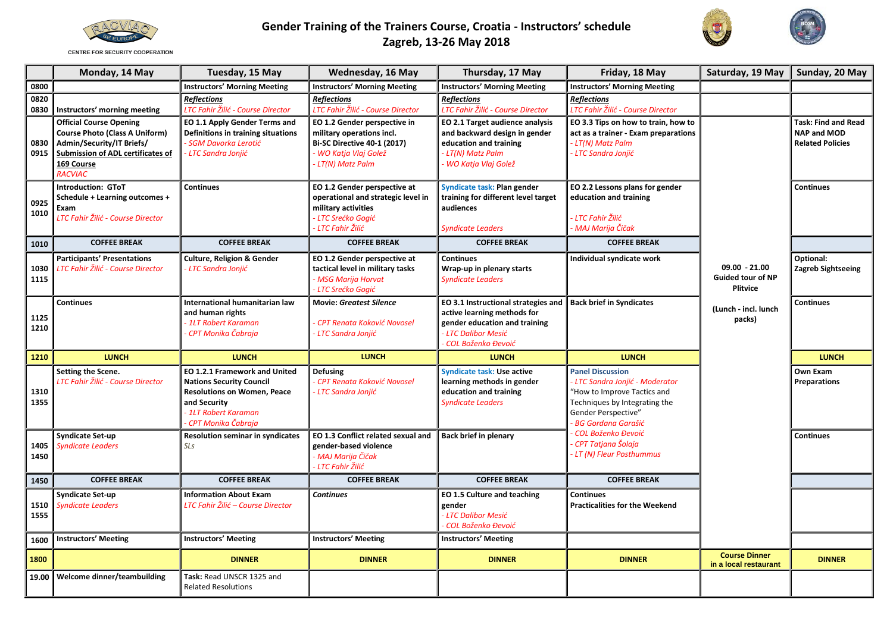# Gender Training of the Trainers Course, Croatia - Instructors' schedule

## Zagreb, 13-26 May 2018

RACVIAC SE EUROPE — CENTRE FOR SECURITY COOPERATION

| | Monday, 14 May | Tuesday, 15 May | Wednesday, 16 May | Thursday, 17 May | Friday, 18 May | Saturday, 19 May | Sunday, 20 May |
|---|---|---|---|---|---|---|---|
| 0800 | | Instructors' Morning Meeting | Instructors' Morning Meeting | Instructors' Morning Meeting | Instructors' Morning Meeting | | |
| 0820 0830 | Instructors' morning meeting | *Reflections* LTC Fahir Žilić - Course Director | *Reflections* LTC Fahir Žilić - Course Director | *Reflections* LTC Fahir Žilić - Course Director | *Reflections* LTC Fahir Žilić - Course Director | | |
| 0830 0915 | Official Course Opening Course Photo (Class A Uniform) Admin/Security/IT Briefs/ Submission of ADL certificates of 169 Course RACVIAC | EO 1.1 Apply Gender Terms and Definitions in training situations - SGM Davorka Lerotić - LTC Sandra Jonjić | EO 1.2 Gender perspective in military operations incl. Bi-SC Directive 40-1 (2017) - WO Katja Vlaj Golež - LT(N) Matz Palm | EO 2.1 Target audience analysis and backward design in gender education and training - LT(N) Matz Palm - WO Katja Vlaj Golež | EO 3.3 Tips on how to train, how to act as a trainer - Exam preparations - LT(N) Matz Palm - LTC Sandra Jonjić | 09.00 - 21.00 Guided tour of NP Plitvice (Lunch - incl. lunch packs) | Task: Find and Read NAP and MOD Related Policies |
| 0925 1010 | Introduction: GToT Schedule + Learning outcomes + Exam LTC Fahir Žilić - Course Director | Continues | EO 1.2 Gender perspective at operational and strategic level in military activities - LTC Srećko Gogić - LTC Fahir Žilić | Syndicate task: Plan gender training for different level target audiences Syndicate Leaders | EO 2.2 Lessons plans for gender education and training - LTC Fahir Žilić - MAJ Marija Čičak | | Continues |
| 1010 | COFFEE BREAK | COFFEE BREAK | COFFEE BREAK | COFFEE BREAK | COFFEE BREAK | | |
| 1030 1115 | Participants' Presentations LTC Fahir Žilić - Course Director | Culture, Religion & Gender - LTC Sandra Jonjić | EO 1.2 Gender perspective at tactical level in military tasks - MSG Marija Horvat - LTC Srećko Gogić | Continues Wrap-up in plenary starts Syndicate Leaders | Individual syndicate work | | Optional: Zagreb Sightseeing |
| 1125 1210 | Continues | International humanitarian law and human rights - 1LT Robert Karaman - CPT Monika Čabraja | Movie: *Greatest Silence* - CPT Renata Koković Novosel - LTC Sandra Jonjić | EO 3.1 Instructional strategies and active learning methods for gender education and training - LTC Dalibor Mesić - COL Boženko Đević | Back brief in Syndicates | | Continues |
| 1210 | LUNCH | LUNCH | LUNCH | LUNCH | LUNCH | | LUNCH |
| 1310 1355 | Setting the Scene. LTC Fahir Žilić - Course Director | EO 1.2.1 Framework and United Nations Security Council Resolutions on Women, Peace and Security - 1LT Robert Karaman - CPT Monika Čabraja | Defusing - CPT Renata Koković Novosel - LTC Sandra Jonjić | Syndicate task: Use active learning methods in gender education and training Syndicate Leaders | Panel Discussion - LTC Sandra Jonjić - Moderator "How to Improve Tactics and Techniques by Integrating the Gender Perspective" - BG Gordana Garašić - COL Boženko Đević - CPT Tatjana Šolaja - LT (N) Fleur Posthummus | | Own Exam Preparations |
| 1405 1450 | Syndicate Set-up Syndicate Leaders | Resolution seminar in syndicates SLs | EO 1.3 Conflict related sexual and gender-based violence - MAJ Marija Čičak - LTC Fahir Žilić | Back brief in plenary | | | Continues |
| 1450 | COFFEE BREAK | COFFEE BREAK | COFFEE BREAK | COFFEE BREAK | COFFEE BREAK | | |
| 1510 1555 | Syndicate Set-up Syndicate Leaders | Information About Exam LTC Fahir Žilić – Course Director | *Continues* | EO 1.5 Culture and teaching gender - LTC Dalibor Mesić - COL Boženko Đević | Continues Practicalities for the Weekend | | |
| 1600 | Instructors' Meeting | Instructors' Meeting | Instructors' Meeting | Instructors' Meeting | | | |
| 1800 | | DINNER | DINNER | DINNER | DINNER | Course Dinner in a local restaurant | DINNER |
| 19.00 | Welcome dinner/teambuilding | **Task:** Read UNSCR 1325 and Related Resolutions | | | | | |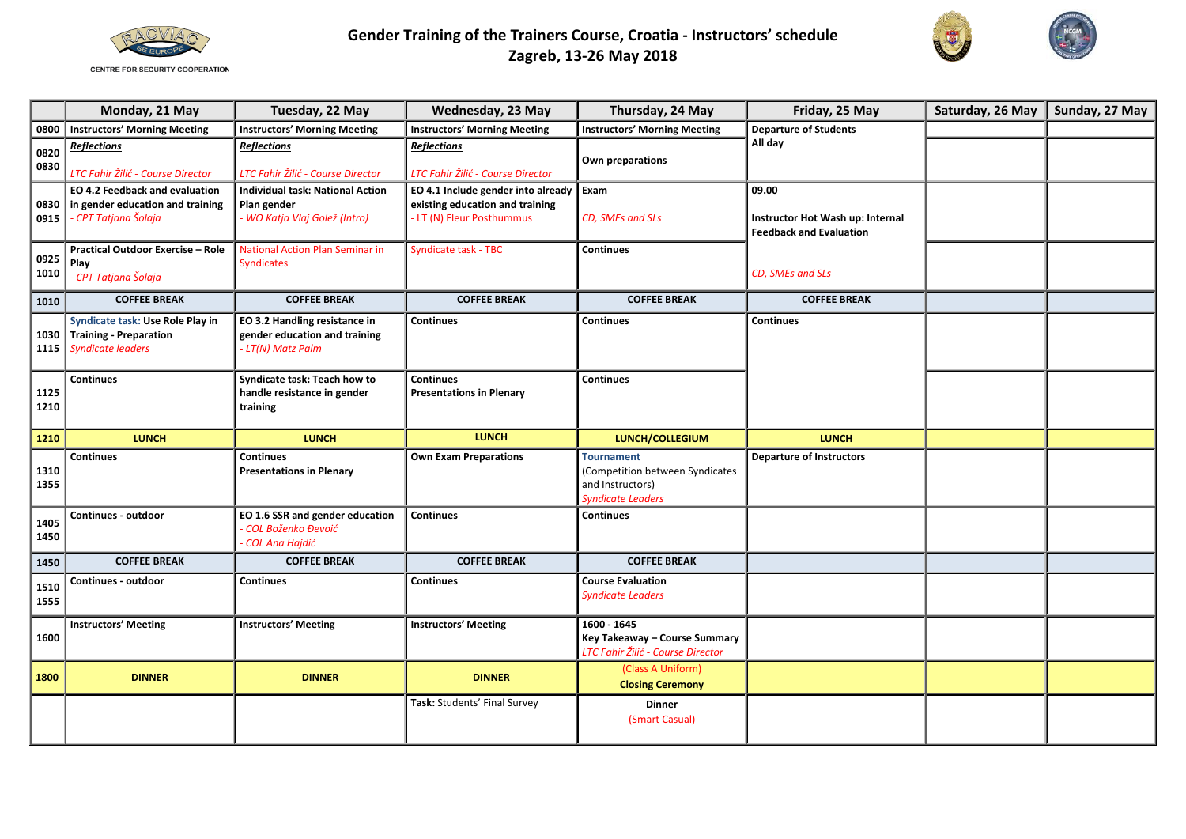CENTRE FOR SECURITY COOPERATION

# Gender Training of the Trainers Course, Croatia - Instructors' schedule
## Zagreb, 13-26 May 2018

| | Monday, 21 May | Tuesday, 22 May | Wednesday, 23 May | Thursday, 24 May | Friday, 25 May | Saturday, 26 May | Sunday, 27 May |
|---|---|---|---|---|---|---|---|
| 0800 | Instructors' Morning Meeting | Instructors' Morning Meeting | Instructors' Morning Meeting | Instructors' Morning Meeting | Departure of Students | | |
| 0820 0830 | *Reflections* *LTC Fahir Žilić - Course Director* | *Reflections* *LTC Fahir Žilić - Course Director* | *Reflections* *LTC Fahir Žilić - Course Director* | Own preparations | All day | | |
| 0830 0915 | EO 4.2 Feedback and evaluation in gender education and training *- CPT Tatjana Šolaja* | Individual task: National Action Plan gender *- WO Katja Vlaj Golež (Intro)* | EO 4.1 Include gender into already existing education and training - LT (N) Fleur Posthummus | Exam *CD, SMEs and SLs* | 09.00 Instructor Hot Wash up: Internal Feedback and Evaluation *CD, SMEs and SLs* | | |
| 0925 1010 | Practical Outdoor Exercise – Role Play *- CPT Tatjana Šolaja* | National Action Plan Seminar in Syndicates | Syndicate task - TBC | Continues | | | |
| 1010 | COFFEE BREAK | COFFEE BREAK | COFFEE BREAK | COFFEE BREAK | COFFEE BREAK | | |
| 1030 1115 | Syndicate task: Use Role Play in Training - Preparation *Syndicate leaders* | EO 3.2 Handling resistance in gender education and training *- LT(N) Matz Palm* | Continues | Continues | Continues | | |
| 1125 1210 | Continues | Syndicate task: Teach how to handle resistance in gender training | Continues Presentations in Plenary | Continues | | | |
| 1210 | LUNCH | LUNCH | LUNCH | LUNCH/COLLEGIUM | LUNCH | | |
| 1310 1355 | Continues | Continues Presentations in Plenary | Own Exam Preparations | Tournament (Competition between Syndicates and Instructors) *Syndicate Leaders* | Departure of Instructors | | |
| 1405 1450 | Continues - outdoor | EO 1.6 SSR and gender education *- COL Boženko Đevoić* *- COL Ana Hajdić* | Continues | Continues | | | |
| 1450 | COFFEE BREAK | COFFEE BREAK | COFFEE BREAK | COFFEE BREAK | | | |
| 1510 1555 | Continues - outdoor | Continues | Continues | Course Evaluation *Syndicate Leaders* | | | |
| 1600 | Instructors' Meeting | Instructors' Meeting | Instructors' Meeting | 1600 - 1645 Key Takeaway – Course Summary *LTC Fahir Žilić - Course Director* | | | |
| 1800 | DINNER | DINNER | DINNER | (Class A Uniform) Closing Ceremony | | | |
| | | | Task: Students' Final Survey | Dinner (Smart Casual) | | | |